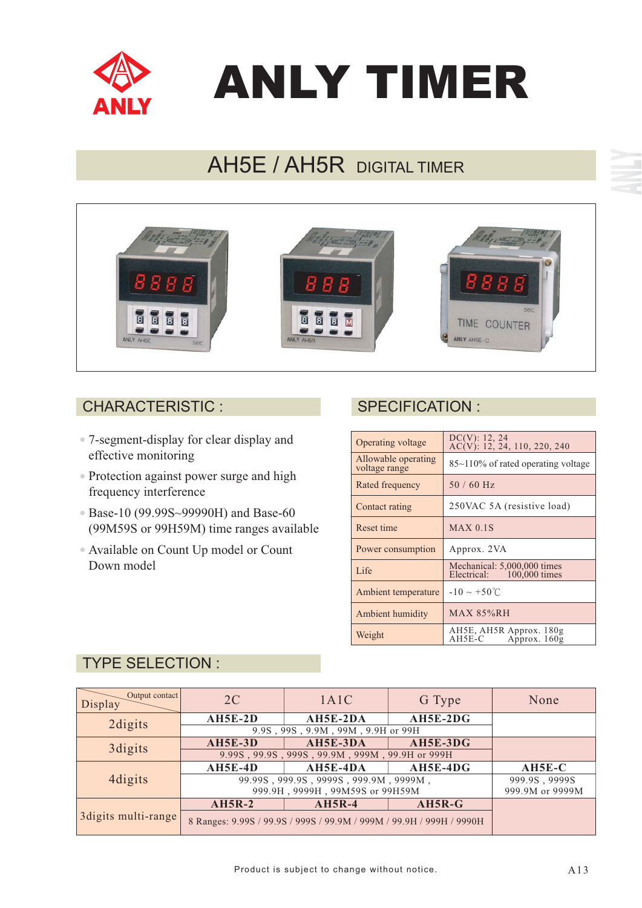# ANLY TIMER

## AH5E / AH5R DIGITAL TIMER

## CHARACTERISTIC :

- 7-segment-display for clear display and effective monitoring
- Protection against power surge and high frequency interference
- Base-10 (99.99S~99990H) and Base-60 (99M59S or 99H59M) time ranges available
- Available on Count Up model or Count Down model

## SPECIFICATION :

| | |
|---|---|
| Operating voltage | DC(V): 12, 24<br>AC(V): 12, 24, 110, 220, 240 |
| Allowable operating voltage range | 85~110% of rated operating voltage |
| Rated frequency | 50 / 60 Hz |
| Contact rating | 250VAC 5A (resistive load) |
| Reset time | MAX 0.1S |
| Power consumption | Approx. 2VA |
| Life | Mechanical: 5,000,000 times<br>Electrical: 100,000 times |
| Ambient temperature | -10 ~ +50℃ |
| Ambient humidity | MAX 85%RH |
| Weight | AH5E, AH5R Approx. 180g<br>AH5E-C Approx. 160g |

## TYPE SELECTION :

| Display \ Output contact | 2C | 1A1C | G Type | None |
|---|---|---|---|---|
| 2digits | **AH5E-2D** | **AH5E-2DA** | **AH5E-2DG** | |
| | 9.9S , 99S , 9.9M , 99M , 9.9H or 99H | | | |
| 3digits | **AH5E-3D** | **AH5E-3DA** | **AH5E-3DG** | |
| | 9.99S , 99.9S , 999S , 99.9M , 999M , 99.9H or 999H | | | |
| 4digits | **AH5E-4D** | **AH5E-4DA** | **AH5E-4DG** | **AH5E-C** |
| | 99.99S , 999.9S , 9999S , 999.9M , 9999M , 999.9H , 9999H , 99M59S or 99H59M | | | 999.9S , 9999S 999.9M or 9999M |
| 3digits multi-range | **AH5R-2** | **AH5R-4** | **AH5R-G** | |
| | 8 Ranges: 9.99S / 99.9S / 999S / 99.9M / 999M / 99.9H / 999H / 9990H | | | |

Product is subject to change without notice.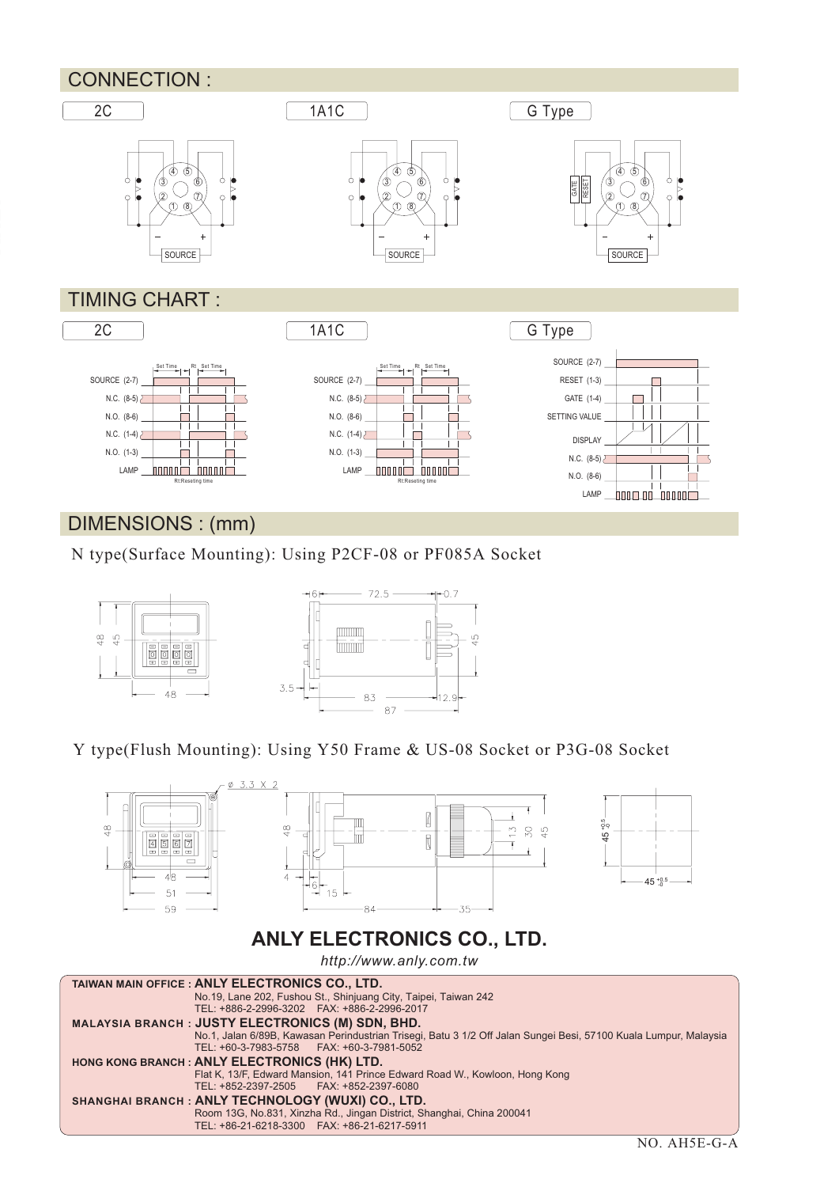## CONNECTION :

2C

4 5 3 6 2 7 1 8

V V

− +

SOURCE

1A1C

4 5 3 6 2 7 1 8

V

− +

SOURCE

G Type

GATE RESET

4 5 3 6 2 7 1 8

V

− +

SOURCE

## TIMING CHART :

2C

Set Time Rt Set Time

SOURCE (2-7)

N.C. (8-5)

N.O. (8-6)

N.C. (1-4)

N.O. (1-3)

LAMP

Rt:Reseting time

1A1C

Set Time Rt Set Time

SOURCE (2-7)

N.C. (8-5)

N.O. (8-6)

N.C. (1-4)

N.O. (1-3)

LAMP

Rt:Reseting time

G Type

SOURCE (2-7)

RESET (1-3)

GATE (1-4)

SETTING VALUE

DISPLAY

N.C. (8-5)

N.O. (8-6)

LAMP

## DIMENSIONS : (mm)

N type(Surface Mounting): Using P2CF-08 or PF085A Socket

48 45 48

6 72.5 0.7 45 3.5 83 12.9 87

Y type(Flush Mounting): Using Y50 Frame & US-08 Socket or P3G-08 Socket

ø 3.3 X 2

48 48 51 59

48 4 6 15 84 35 13 30 45

$45^{+0.5}_{-0}$

$45^{+0.5}_{-0}$

# ANLY ELECTRONICS CO., LTD.

*http://www.anly.com.tw*

**TAIWAN MAIN OFFICE : ANLY ELECTRONICS CO., LTD.**
No.19, Lane 202, Fushou St., Shinjuang City, Taipei, Taiwan 242
TEL: +886-2-2996-3202 FAX: +886-2-2996-2017

**MALAYSIA BRANCH : JUSTY ELECTRONICS (M) SDN, BHD.**
No.1, Jalan 6/89B, Kawasan Perindustrian Trisegi, Batu 3 1/2 Off Jalan Sungei Besi, 57100 Kuala Lumpur, Malaysia
TEL: +60-3-7983-5758 FAX: +60-3-7981-5052

**HONG KONG BRANCH : ANLY ELECTRONICS (HK) LTD.**
Flat K, 13/F, Edward Mansion, 141 Prince Edward Road W., Kowloon, Hong Kong
TEL: +852-2397-2505 FAX: +852-2397-6080

**SHANGHAI BRANCH : ANLY TECHNOLOGY (WUXI) CO., LTD.**
Room 13G, No.831, Xinzha Rd., Jingan District, Shanghai, China 200041
TEL: +86-21-6218-3300 FAX: +86-21-6217-5911

NO. AH5E-G-A